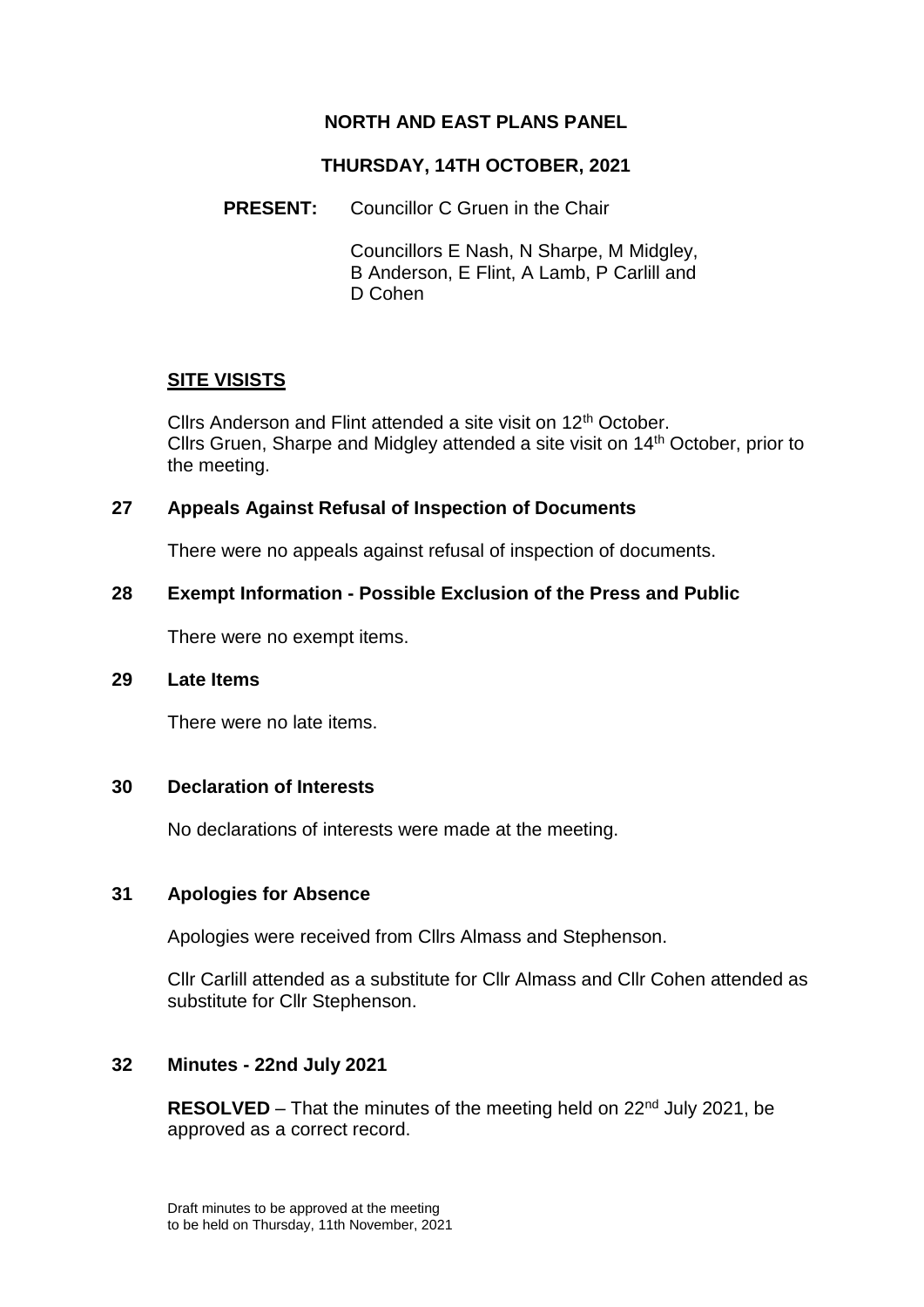# NORTH AND EAST PLANS PANEL

## THURSDAY, 14TH OCTOBER, 2021

**PRESENT:** Councillor C Gruen in the Chair

Councillors E Nash, N Sharpe, M Midgley, B Anderson, E Flint, A Lamb, P Carlill and D Cohen

## SITE VISISTS

Cllrs Anderson and Flint attended a site visit on 12th October.
Cllrs Gruen, Sharpe and Midgley attended a site visit on 14th October, prior to the meeting.

### 27 Appeals Against Refusal of Inspection of Documents

There were no appeals against refusal of inspection of documents.

### 28 Exempt Information - Possible Exclusion of the Press and Public

There were no exempt items.

### 29 Late Items

There were no late items.

### 30 Declaration of Interests

No declarations of interests were made at the meeting.

### 31 Apologies for Absence

Apologies were received from Cllrs Almass and Stephenson.

Cllr Carlill attended as a substitute for Cllr Almass and Cllr Cohen attended as substitute for Cllr Stephenson.

### 32 Minutes - 22nd July 2021

**RESOLVED** – That the minutes of the meeting held on 22nd July 2021, be approved as a correct record.

Draft minutes to be approved at the meeting
to be held on Thursday, 11th November, 2021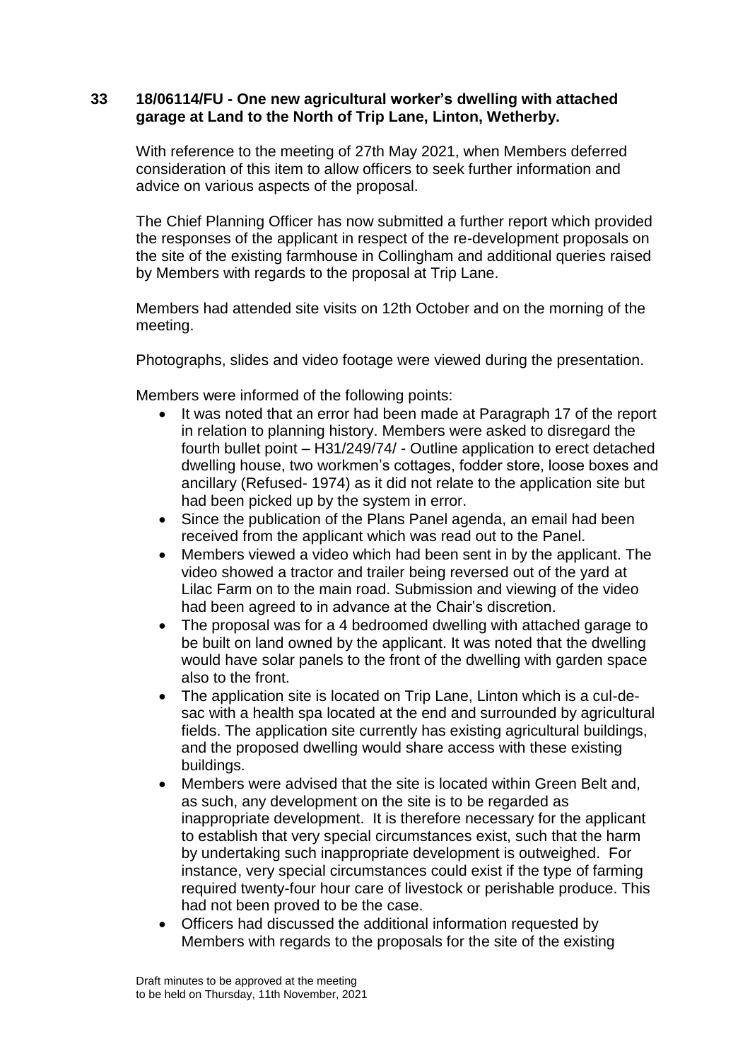**33 18/06114/FU - One new agricultural worker's dwelling with attached garage at Land to the North of Trip Lane, Linton, Wetherby.**

With reference to the meeting of 27th May 2021, when Members deferred consideration of this item to allow officers to seek further information and advice on various aspects of the proposal.

The Chief Planning Officer has now submitted a further report which provided the responses of the applicant in respect of the re-development proposals on the site of the existing farmhouse in Collingham and additional queries raised by Members with regards to the proposal at Trip Lane.

Members had attended site visits on 12th October and on the morning of the meeting.

Photographs, slides and video footage were viewed during the presentation.

Members were informed of the following points:

- It was noted that an error had been made at Paragraph 17 of the report in relation to planning history. Members were asked to disregard the fourth bullet point – H31/249/74/ - Outline application to erect detached dwelling house, two workmen's cottages, fodder store, loose boxes and ancillary (Refused- 1974) as it did not relate to the application site but had been picked up by the system in error.
- Since the publication of the Plans Panel agenda, an email had been received from the applicant which was read out to the Panel.
- Members viewed a video which had been sent in by the applicant. The video showed a tractor and trailer being reversed out of the yard at Lilac Farm on to the main road. Submission and viewing of the video had been agreed to in advance at the Chair's discretion.
- The proposal was for a 4 bedroomed dwelling with attached garage to be built on land owned by the applicant. It was noted that the dwelling would have solar panels to the front of the dwelling with garden space also to the front.
- The application site is located on Trip Lane, Linton which is a cul-de-sac with a health spa located at the end and surrounded by agricultural fields. The application site currently has existing agricultural buildings, and the proposed dwelling would share access with these existing buildings.
- Members were advised that the site is located within Green Belt and, as such, any development on the site is to be regarded as inappropriate development. It is therefore necessary for the applicant to establish that very special circumstances exist, such that the harm by undertaking such inappropriate development is outweighed. For instance, very special circumstances could exist if the type of farming required twenty-four hour care of livestock or perishable produce. This had not been proved to be the case.
- Officers had discussed the additional information requested by Members with regards to the proposals for the site of the existing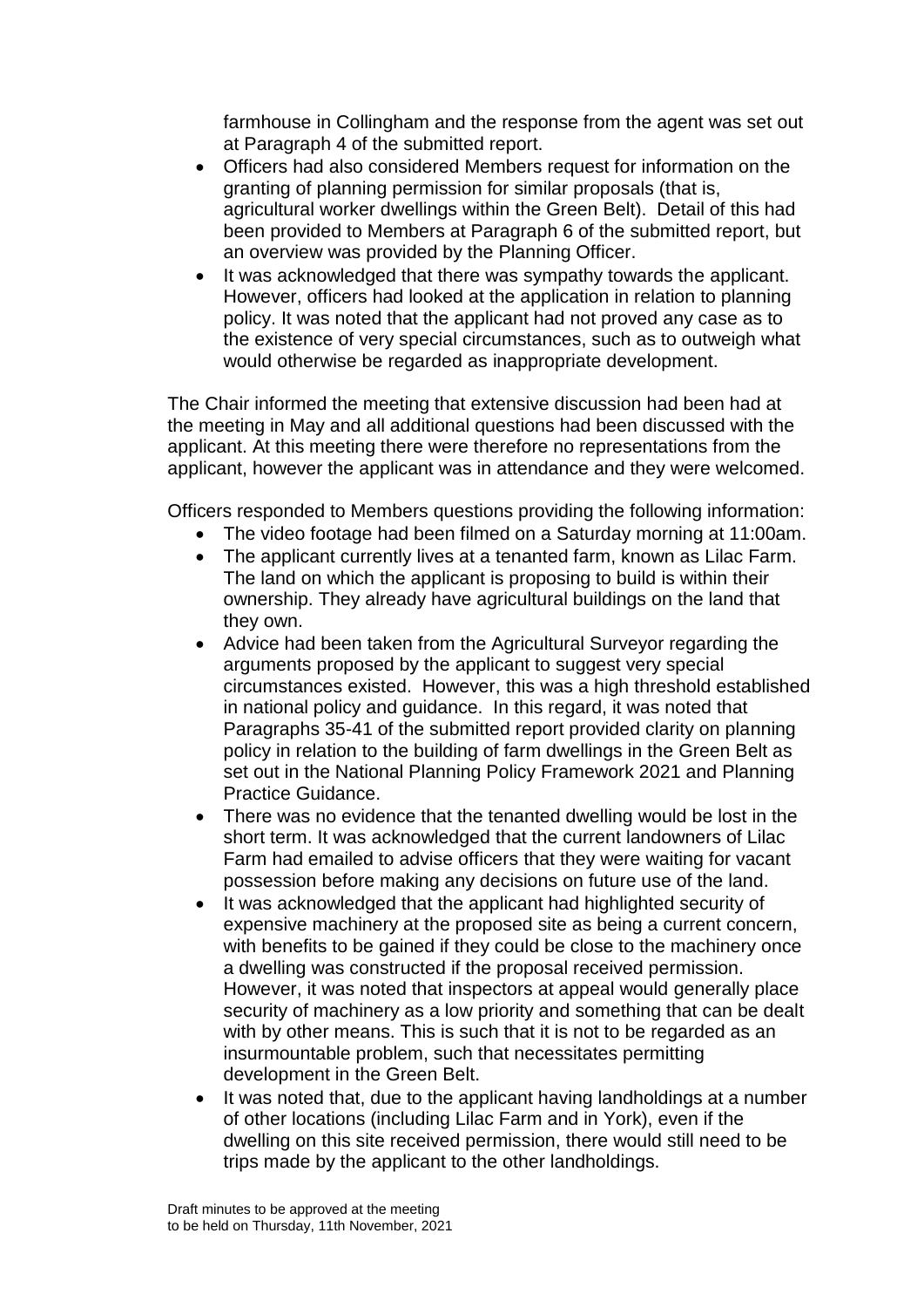farmhouse in Collingham and the response from the agent was set out at Paragraph 4 of the submitted report.

- Officers had also considered Members request for information on the granting of planning permission for similar proposals (that is, agricultural worker dwellings within the Green Belt). Detail of this had been provided to Members at Paragraph 6 of the submitted report, but an overview was provided by the Planning Officer.
- It was acknowledged that there was sympathy towards the applicant. However, officers had looked at the application in relation to planning policy. It was noted that the applicant had not proved any case as to the existence of very special circumstances, such as to outweigh what would otherwise be regarded as inappropriate development.

The Chair informed the meeting that extensive discussion had been had at the meeting in May and all additional questions had been discussed with the applicant. At this meeting there were therefore no representations from the applicant, however the applicant was in attendance and they were welcomed.

Officers responded to Members questions providing the following information:

- The video footage had been filmed on a Saturday morning at 11:00am.
- The applicant currently lives at a tenanted farm, known as Lilac Farm. The land on which the applicant is proposing to build is within their ownership. They already have agricultural buildings on the land that they own.
- Advice had been taken from the Agricultural Surveyor regarding the arguments proposed by the applicant to suggest very special circumstances existed. However, this was a high threshold established in national policy and guidance. In this regard, it was noted that Paragraphs 35-41 of the submitted report provided clarity on planning policy in relation to the building of farm dwellings in the Green Belt as set out in the National Planning Policy Framework 2021 and Planning Practice Guidance.
- There was no evidence that the tenanted dwelling would be lost in the short term. It was acknowledged that the current landowners of Lilac Farm had emailed to advise officers that they were waiting for vacant possession before making any decisions on future use of the land.
- It was acknowledged that the applicant had highlighted security of expensive machinery at the proposed site as being a current concern, with benefits to be gained if they could be close to the machinery once a dwelling was constructed if the proposal received permission. However, it was noted that inspectors at appeal would generally place security of machinery as a low priority and something that can be dealt with by other means. This is such that it is not to be regarded as an insurmountable problem, such that necessitates permitting development in the Green Belt.
- It was noted that, due to the applicant having landholdings at a number of other locations (including Lilac Farm and in York), even if the dwelling on this site received permission, there would still need to be trips made by the applicant to the other landholdings.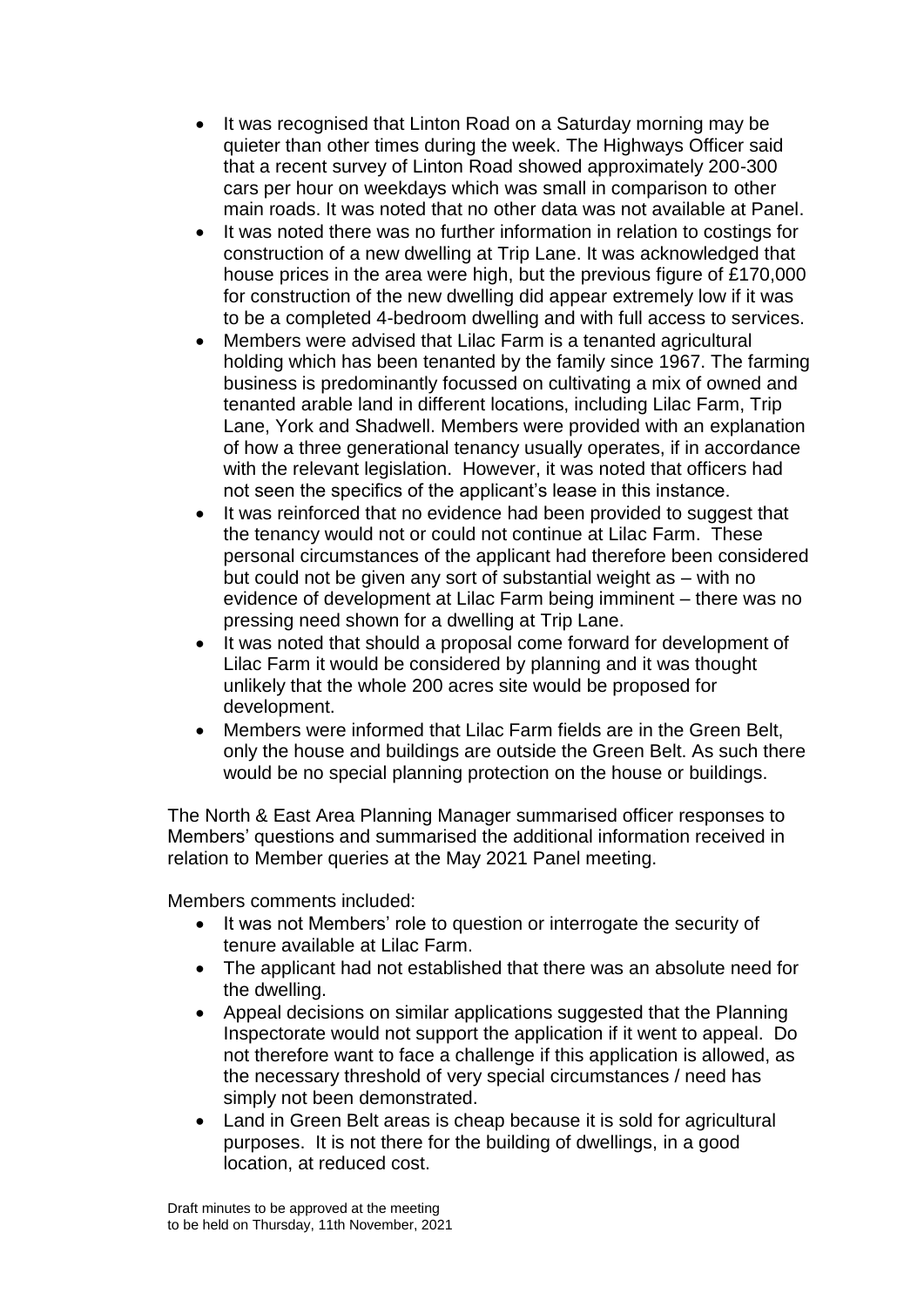- It was recognised that Linton Road on a Saturday morning may be quieter than other times during the week. The Highways Officer said that a recent survey of Linton Road showed approximately 200-300 cars per hour on weekdays which was small in comparison to other main roads. It was noted that no other data was not available at Panel.
- It was noted there was no further information in relation to costings for construction of a new dwelling at Trip Lane. It was acknowledged that house prices in the area were high, but the previous figure of £170,000 for construction of the new dwelling did appear extremely low if it was to be a completed 4-bedroom dwelling and with full access to services.
- Members were advised that Lilac Farm is a tenanted agricultural holding which has been tenanted by the family since 1967. The farming business is predominantly focussed on cultivating a mix of owned and tenanted arable land in different locations, including Lilac Farm, Trip Lane, York and Shadwell. Members were provided with an explanation of how a three generational tenancy usually operates, if in accordance with the relevant legislation. However, it was noted that officers had not seen the specifics of the applicant's lease in this instance.
- It was reinforced that no evidence had been provided to suggest that the tenancy would not or could not continue at Lilac Farm. These personal circumstances of the applicant had therefore been considered but could not be given any sort of substantial weight as – with no evidence of development at Lilac Farm being imminent – there was no pressing need shown for a dwelling at Trip Lane.
- It was noted that should a proposal come forward for development of Lilac Farm it would be considered by planning and it was thought unlikely that the whole 200 acres site would be proposed for development.
- Members were informed that Lilac Farm fields are in the Green Belt, only the house and buildings are outside the Green Belt. As such there would be no special planning protection on the house or buildings.

The North & East Area Planning Manager summarised officer responses to Members' questions and summarised the additional information received in relation to Member queries at the May 2021 Panel meeting.

Members comments included:

- It was not Members' role to question or interrogate the security of tenure available at Lilac Farm.
- The applicant had not established that there was an absolute need for the dwelling.
- Appeal decisions on similar applications suggested that the Planning Inspectorate would not support the application if it went to appeal. Do not therefore want to face a challenge if this application is allowed, as the necessary threshold of very special circumstances / need has simply not been demonstrated.
- Land in Green Belt areas is cheap because it is sold for agricultural purposes. It is not there for the building of dwellings, in a good location, at reduced cost.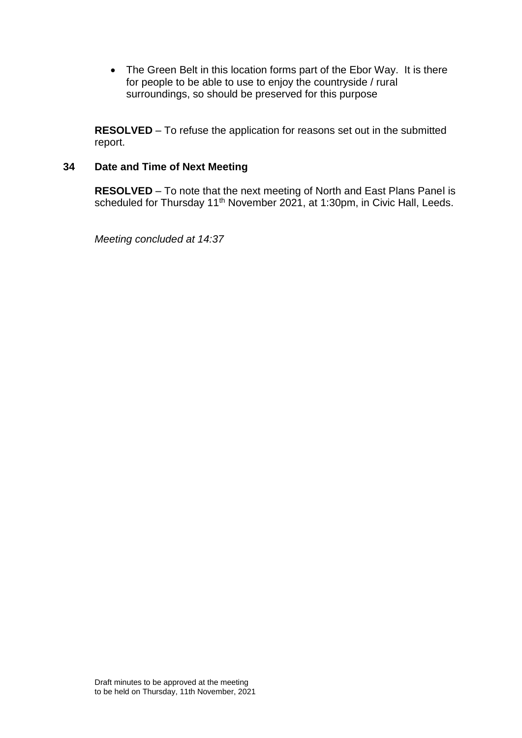- The Green Belt in this location forms part of the Ebor Way. It is there for people to be able to use to enjoy the countryside / rural surroundings, so should be preserved for this purpose

**RESOLVED** – To refuse the application for reasons set out in the submitted report.

## 34 Date and Time of Next Meeting

**RESOLVED** – To note that the next meeting of North and East Plans Panel is scheduled for Thursday 11th November 2021, at 1:30pm, in Civic Hall, Leeds.

*Meeting concluded at 14:37*